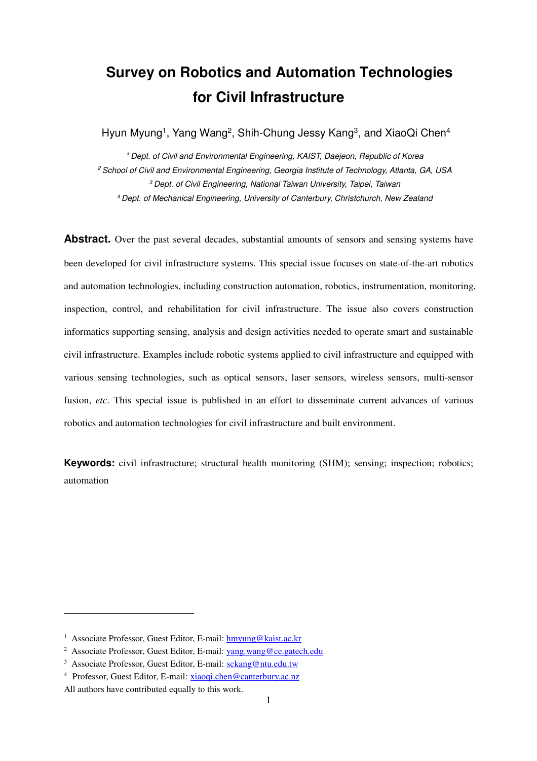# Survey on Robotics and Automation Technologies for Civil Infrastructure

Hyun Myung[1], Yang Wang[2], Shih-Chung Jessy Kang[3], and XiaoQi Chen[4]

[1] *Dept. of Civil and Environmental Engineering, KAIST, Daejeon, Republic of Korea*
[2] *School of Civil and Environmental Engineering, Georgia Institute of Technology, Atlanta, GA, USA*
[3] *Dept. of Civil Engineering, National Taiwan University, Taipei, Taiwan*
[4] *Dept. of Mechanical Engineering, University of Canterbury, Christchurch, New Zealand*

**Abstract.** Over the past several decades, substantial amounts of sensors and sensing systems have been developed for civil infrastructure systems. This special issue focuses on state-of-the-art robotics and automation technologies, including construction automation, robotics, instrumentation, monitoring, inspection, control, and rehabilitation for civil infrastructure. The issue also covers construction informatics supporting sensing, analysis and design activities needed to operate smart and sustainable civil infrastructure. Examples include robotic systems applied to civil infrastructure and equipped with various sensing technologies, such as optical sensors, laser sensors, wireless sensors, multi-sensor fusion, *etc*. This special issue is published in an effort to disseminate current advances of various robotics and automation technologies for civil infrastructure and built environment.

**Keywords:** civil infrastructure; structural health monitoring (SHM); sensing; inspection; robotics; automation

---

[1] Associate Professor, Guest Editor, E-mail: hmyung@kaist.ac.kr
[2] Associate Professor, Guest Editor, E-mail: yang.wang@ce.gatech.edu
[3] Associate Professor, Guest Editor, E-mail: sckang@ntu.edu.tw
[4] Professor, Guest Editor, E-mail: xiaoqi.chen@canterbury.ac.nz

All authors have contributed equally to this work.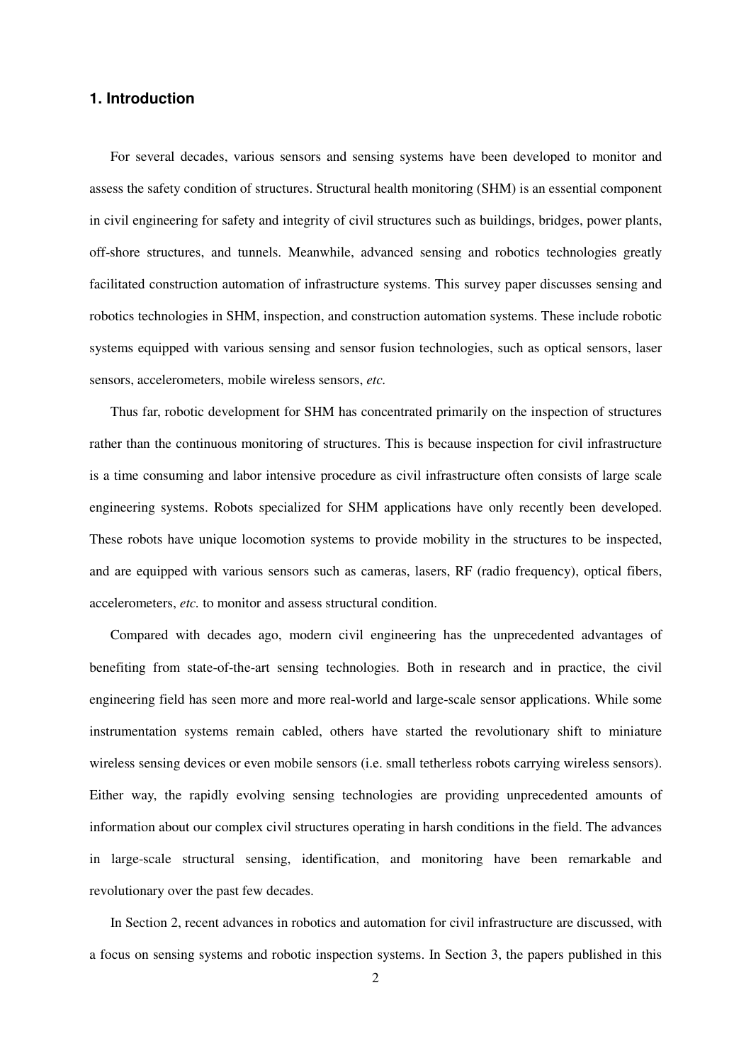## 1. Introduction

For several decades, various sensors and sensing systems have been developed to monitor and assess the safety condition of structures. Structural health monitoring (SHM) is an essential component in civil engineering for safety and integrity of civil structures such as buildings, bridges, power plants, off-shore structures, and tunnels. Meanwhile, advanced sensing and robotics technologies greatly facilitated construction automation of infrastructure systems. This survey paper discusses sensing and robotics technologies in SHM, inspection, and construction automation systems. These include robotic systems equipped with various sensing and sensor fusion technologies, such as optical sensors, laser sensors, accelerometers, mobile wireless sensors, *etc.*

Thus far, robotic development for SHM has concentrated primarily on the inspection of structures rather than the continuous monitoring of structures. This is because inspection for civil infrastructure is a time consuming and labor intensive procedure as civil infrastructure often consists of large scale engineering systems. Robots specialized for SHM applications have only recently been developed. These robots have unique locomotion systems to provide mobility in the structures to be inspected, and are equipped with various sensors such as cameras, lasers, RF (radio frequency), optical fibers, accelerometers, *etc.* to monitor and assess structural condition.

Compared with decades ago, modern civil engineering has the unprecedented advantages of benefiting from state-of-the-art sensing technologies. Both in research and in practice, the civil engineering field has seen more and more real-world and large-scale sensor applications. While some instrumentation systems remain cabled, others have started the revolutionary shift to miniature wireless sensing devices or even mobile sensors (i.e. small tetherless robots carrying wireless sensors). Either way, the rapidly evolving sensing technologies are providing unprecedented amounts of information about our complex civil structures operating in harsh conditions in the field. The advances in large-scale structural sensing, identification, and monitoring have been remarkable and revolutionary over the past few decades.

In Section 2, recent advances in robotics and automation for civil infrastructure are discussed, with a focus on sensing systems and robotic inspection systems. In Section 3, the papers published in this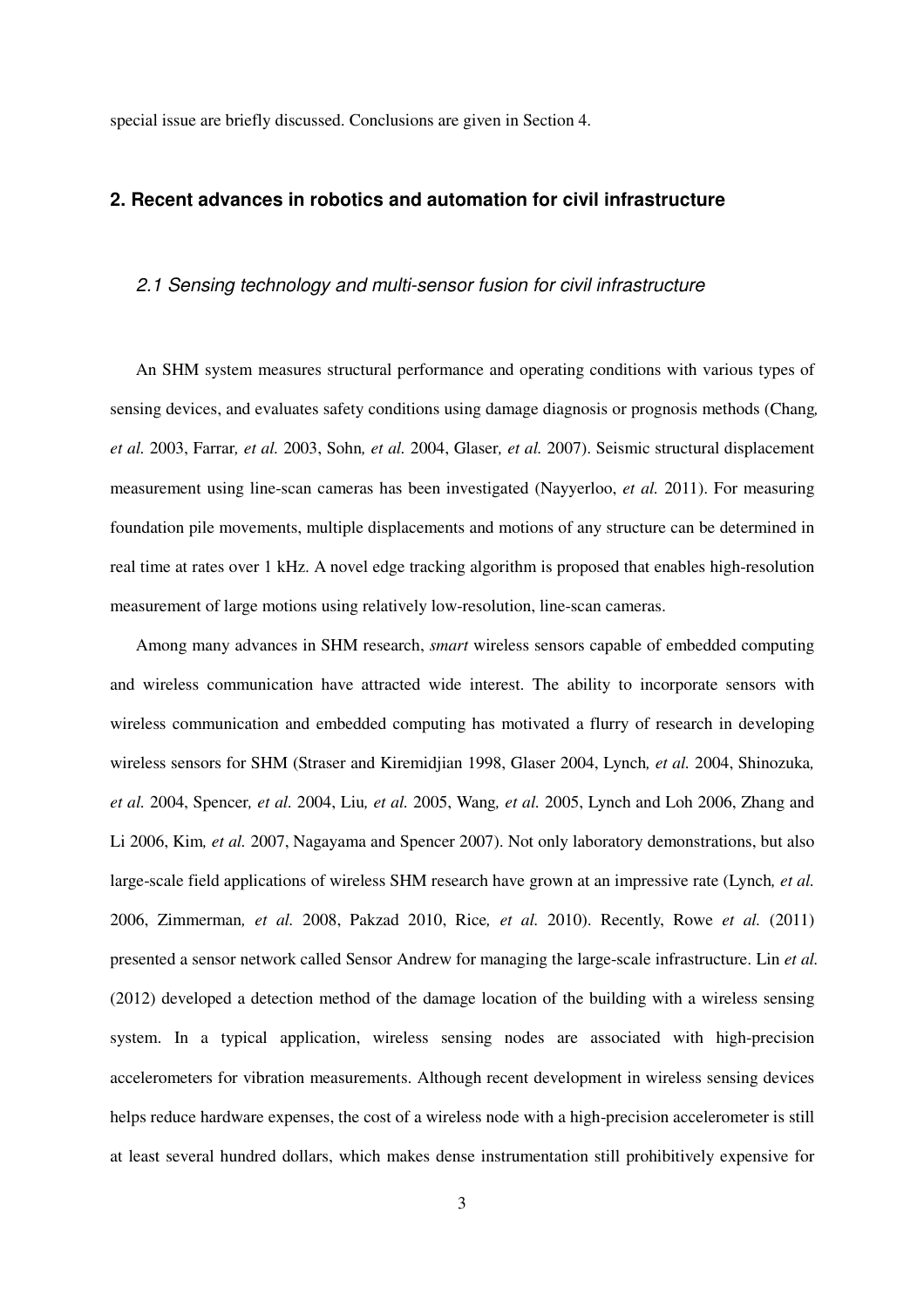special issue are briefly discussed. Conclusions are given in Section 4.

## 2. Recent advances in robotics and automation for civil infrastructure

### *2.1 Sensing technology and multi-sensor fusion for civil infrastructure*

An SHM system measures structural performance and operating conditions with various types of sensing devices, and evaluates safety conditions using damage diagnosis or prognosis methods (Chang*, et al.* 2003, Farrar*, et al.* 2003, Sohn*, et al.* 2004, Glaser*, et al.* 2007). Seismic structural displacement measurement using line-scan cameras has been investigated (Nayyerloo, *et al.* 2011). For measuring foundation pile movements, multiple displacements and motions of any structure can be determined in real time at rates over 1 kHz. A novel edge tracking algorithm is proposed that enables high-resolution measurement of large motions using relatively low-resolution, line-scan cameras.

Among many advances in SHM research, *smart* wireless sensors capable of embedded computing and wireless communication have attracted wide interest. The ability to incorporate sensors with wireless communication and embedded computing has motivated a flurry of research in developing wireless sensors for SHM (Straser and Kiremidjian 1998, Glaser 2004, Lynch*, et al.* 2004, Shinozuka*, et al.* 2004, Spencer*, et al.* 2004, Liu*, et al.* 2005, Wang*, et al.* 2005, Lynch and Loh 2006, Zhang and Li 2006, Kim*, et al.* 2007, Nagayama and Spencer 2007). Not only laboratory demonstrations, but also large-scale field applications of wireless SHM research have grown at an impressive rate (Lynch*, et al.* 2006, Zimmerman*, et al.* 2008, Pakzad 2010, Rice*, et al.* 2010). Recently, Rowe *et al.* (2011) presented a sensor network called Sensor Andrew for managing the large-scale infrastructure. Lin *et al.* (2012) developed a detection method of the damage location of the building with a wireless sensing system. In a typical application, wireless sensing nodes are associated with high-precision accelerometers for vibration measurements. Although recent development in wireless sensing devices helps reduce hardware expenses, the cost of a wireless node with a high-precision accelerometer is still at least several hundred dollars, which makes dense instrumentation still prohibitively expensive for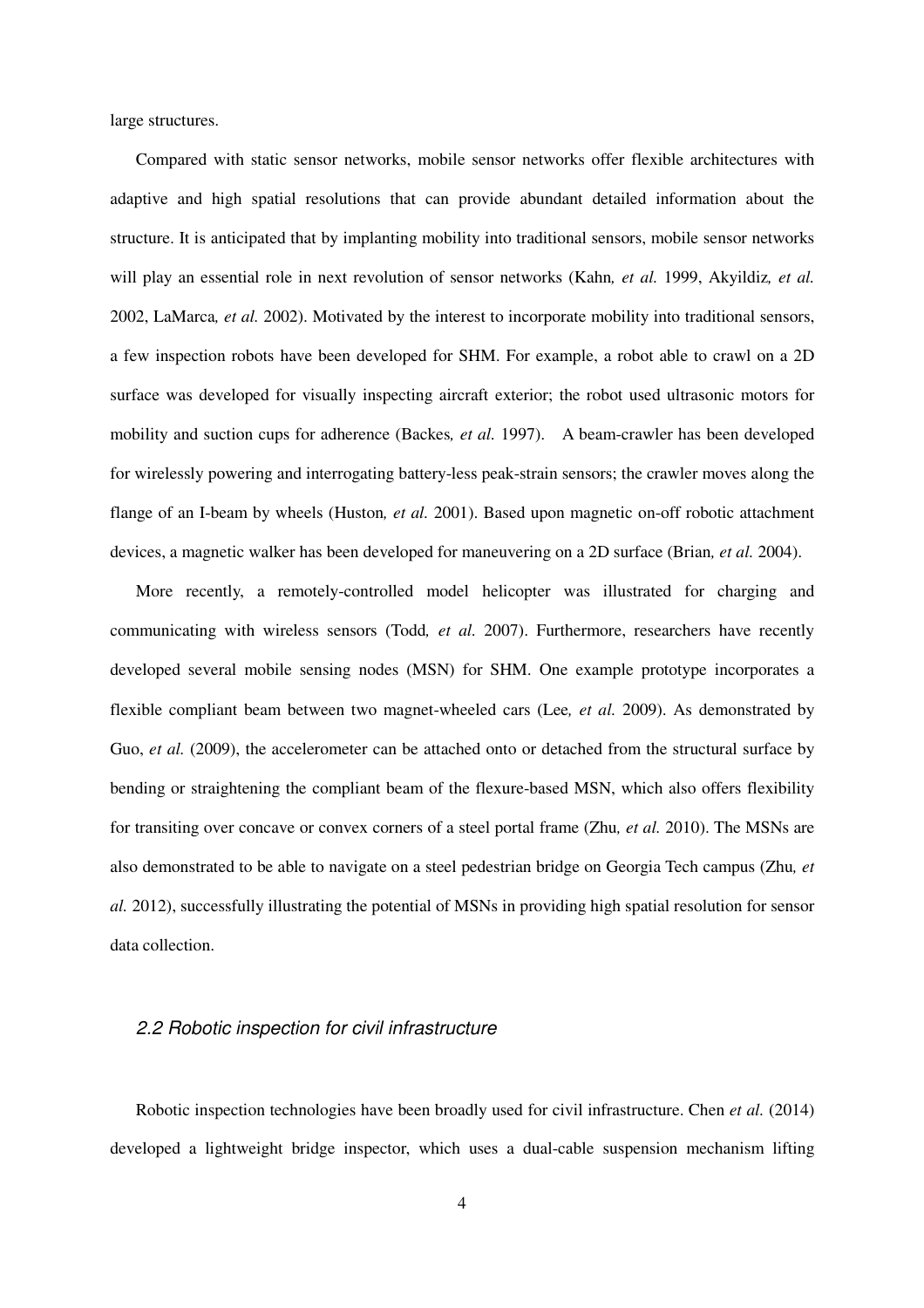large structures.

Compared with static sensor networks, mobile sensor networks offer flexible architectures with adaptive and high spatial resolutions that can provide abundant detailed information about the structure. It is anticipated that by implanting mobility into traditional sensors, mobile sensor networks will play an essential role in next revolution of sensor networks (Kahn*, et al.* 1999, Akyildiz*, et al.* 2002, LaMarca*, et al.* 2002). Motivated by the interest to incorporate mobility into traditional sensors, a few inspection robots have been developed for SHM. For example, a robot able to crawl on a 2D surface was developed for visually inspecting aircraft exterior; the robot used ultrasonic motors for mobility and suction cups for adherence (Backes*, et al.* 1997). A beam-crawler has been developed for wirelessly powering and interrogating battery-less peak-strain sensors; the crawler moves along the flange of an I-beam by wheels (Huston*, et al.* 2001). Based upon magnetic on-off robotic attachment devices, a magnetic walker has been developed for maneuvering on a 2D surface (Brian*, et al.* 2004).

More recently, a remotely-controlled model helicopter was illustrated for charging and communicating with wireless sensors (Todd*, et al.* 2007). Furthermore, researchers have recently developed several mobile sensing nodes (MSN) for SHM. One example prototype incorporates a flexible compliant beam between two magnet-wheeled cars (Lee*, et al.* 2009). As demonstrated by Guo, *et al.* (2009), the accelerometer can be attached onto or detached from the structural surface by bending or straightening the compliant beam of the flexure-based MSN, which also offers flexibility for transiting over concave or convex corners of a steel portal frame (Zhu*, et al.* 2010). The MSNs are also demonstrated to be able to navigate on a steel pedestrian bridge on Georgia Tech campus (Zhu*, et al.* 2012), successfully illustrating the potential of MSNs in providing high spatial resolution for sensor data collection.

### *2.2 Robotic inspection for civil infrastructure*

Robotic inspection technologies have been broadly used for civil infrastructure. Chen *et al.* (2014) developed a lightweight bridge inspector, which uses a dual-cable suspension mechanism lifting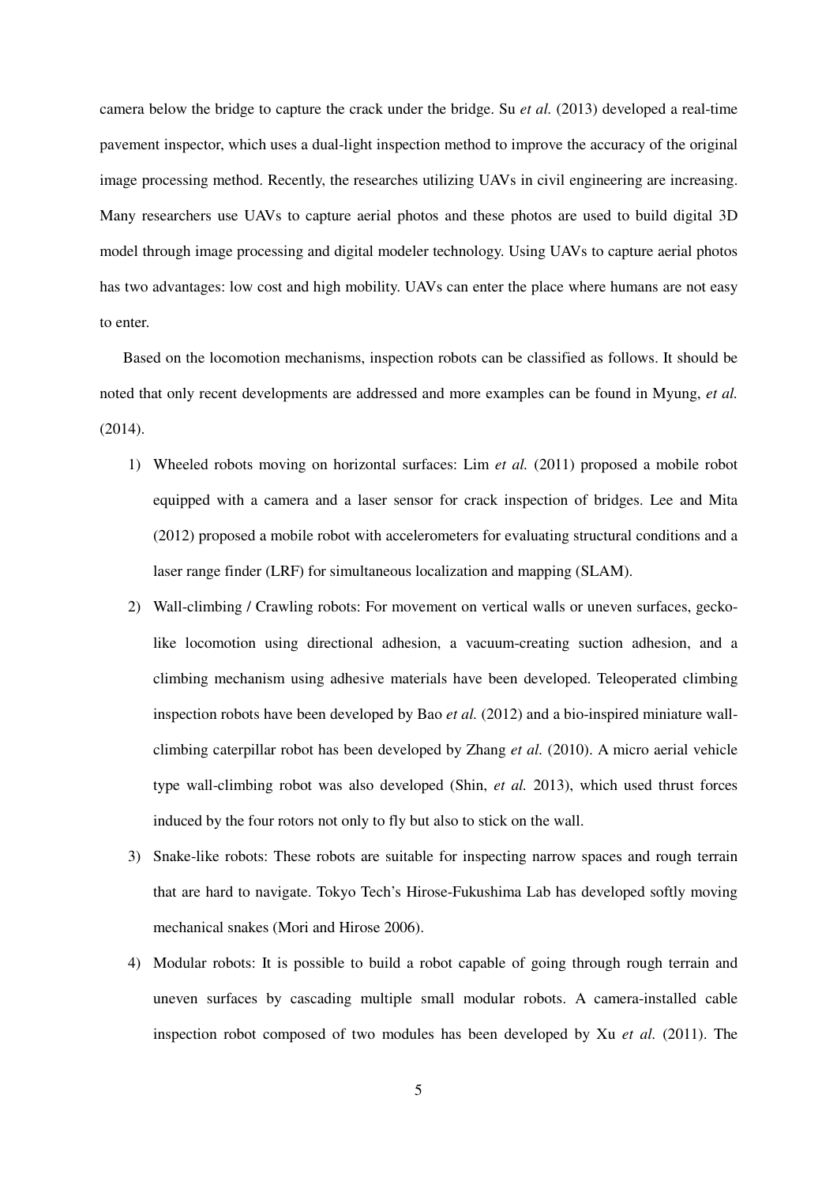camera below the bridge to capture the crack under the bridge. Su *et al.* (2013) developed a real-time pavement inspector, which uses a dual-light inspection method to improve the accuracy of the original image processing method. Recently, the researches utilizing UAVs in civil engineering are increasing. Many researchers use UAVs to capture aerial photos and these photos are used to build digital 3D model through image processing and digital modeler technology. Using UAVs to capture aerial photos has two advantages: low cost and high mobility. UAVs can enter the place where humans are not easy to enter.

Based on the locomotion mechanisms, inspection robots can be classified as follows. It should be noted that only recent developments are addressed and more examples can be found in Myung, *et al.* (2014).

1) Wheeled robots moving on horizontal surfaces: Lim *et al.* (2011) proposed a mobile robot equipped with a camera and a laser sensor for crack inspection of bridges. Lee and Mita (2012) proposed a mobile robot with accelerometers for evaluating structural conditions and a laser range finder (LRF) for simultaneous localization and mapping (SLAM).
2) Wall-climbing / Crawling robots: For movement on vertical walls or uneven surfaces, gecko-like locomotion using directional adhesion, a vacuum-creating suction adhesion, and a climbing mechanism using adhesive materials have been developed. Teleoperated climbing inspection robots have been developed by Bao *et al.* (2012) and a bio-inspired miniature wall-climbing caterpillar robot has been developed by Zhang *et al.* (2010). A micro aerial vehicle type wall-climbing robot was also developed (Shin, *et al.* 2013), which used thrust forces induced by the four rotors not only to fly but also to stick on the wall.
3) Snake-like robots: These robots are suitable for inspecting narrow spaces and rough terrain that are hard to navigate. Tokyo Tech's Hirose-Fukushima Lab has developed softly moving mechanical snakes (Mori and Hirose 2006).
4) Modular robots: It is possible to build a robot capable of going through rough terrain and uneven surfaces by cascading multiple small modular robots. A camera-installed cable inspection robot composed of two modules has been developed by Xu *et al.* (2011). The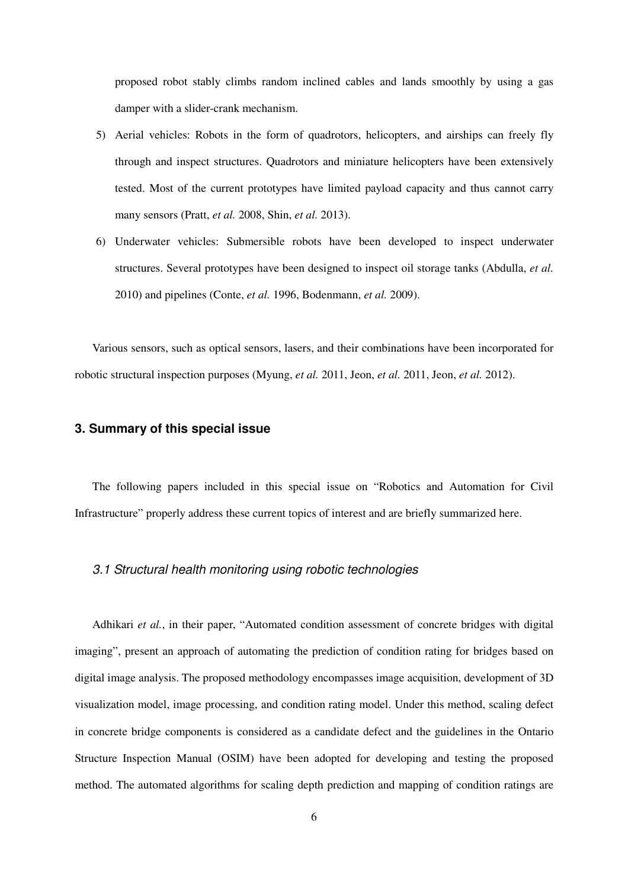proposed robot stably climbs random inclined cables and lands smoothly by using a gas damper with a slider-crank mechanism.

5) Aerial vehicles: Robots in the form of quadrotors, helicopters, and airships can freely fly through and inspect structures. Quadrotors and miniature helicopters have been extensively tested. Most of the current prototypes have limited payload capacity and thus cannot carry many sensors (Pratt, *et al.* 2008, Shin, *et al.* 2013).
6) Underwater vehicles: Submersible robots have been developed to inspect underwater structures. Several prototypes have been designed to inspect oil storage tanks (Abdulla, *et al.* 2010) and pipelines (Conte, *et al.* 1996, Bodenmann, *et al.* 2009).

Various sensors, such as optical sensors, lasers, and their combinations have been incorporated for robotic structural inspection purposes (Myung, *et al.* 2011, Jeon, *et al.* 2011, Jeon, *et al.* 2012).

## 3. Summary of this special issue

The following papers included in this special issue on "Robotics and Automation for Civil Infrastructure" properly address these current topics of interest and are briefly summarized here.

### *3.1 Structural health monitoring using robotic technologies*

Adhikari *et al.*, in their paper, "Automated condition assessment of concrete bridges with digital imaging", present an approach of automating the prediction of condition rating for bridges based on digital image analysis. The proposed methodology encompasses image acquisition, development of 3D visualization model, image processing, and condition rating model. Under this method, scaling defect in concrete bridge components is considered as a candidate defect and the guidelines in the Ontario Structure Inspection Manual (OSIM) have been adopted for developing and testing the proposed method. The automated algorithms for scaling depth prediction and mapping of condition ratings are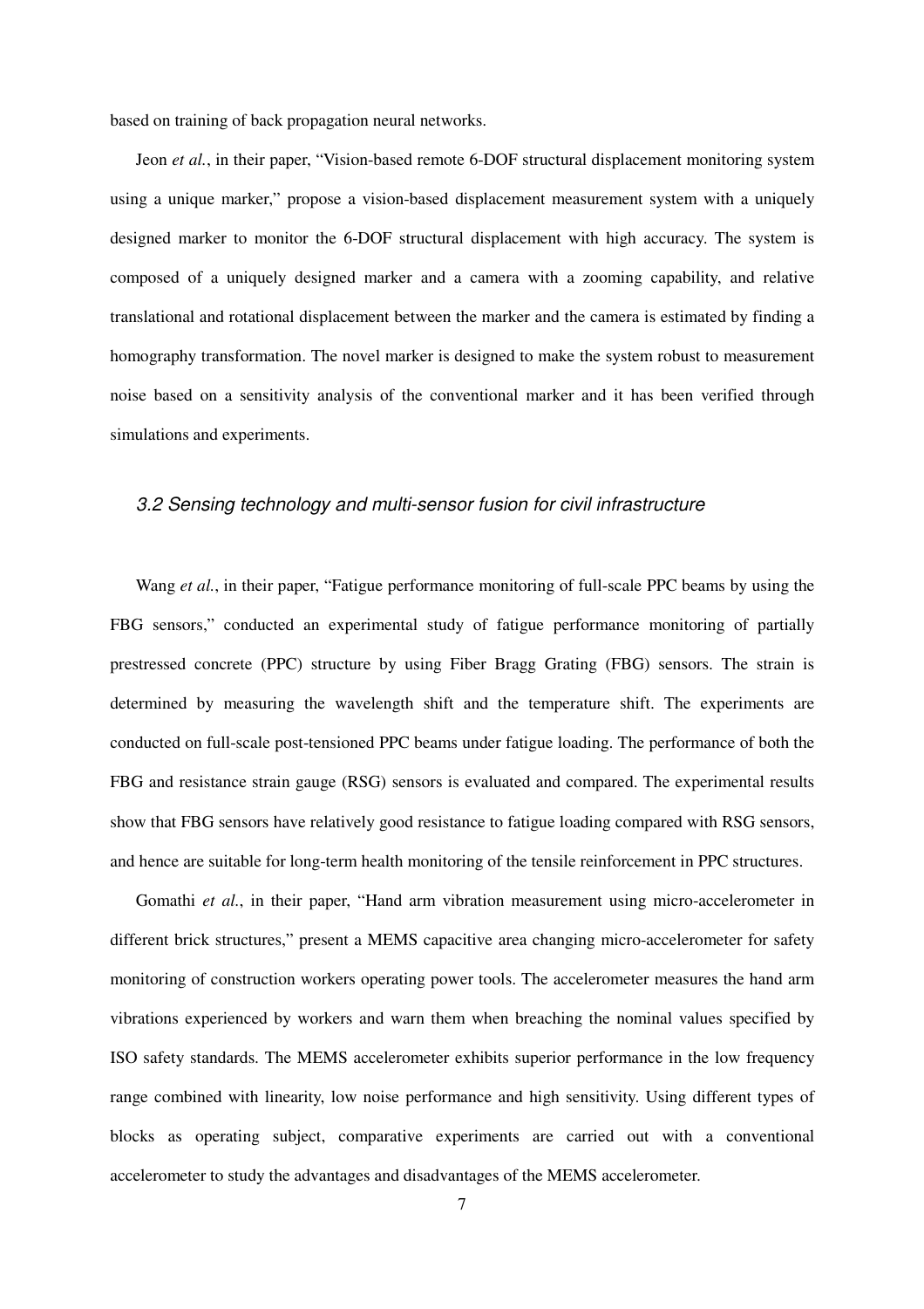based on training of back propagation neural networks.

Jeon *et al.*, in their paper, "Vision-based remote 6-DOF structural displacement monitoring system using a unique marker," propose a vision-based displacement measurement system with a uniquely designed marker to monitor the 6-DOF structural displacement with high accuracy. The system is composed of a uniquely designed marker and a camera with a zooming capability, and relative translational and rotational displacement between the marker and the camera is estimated by finding a homography transformation. The novel marker is designed to make the system robust to measurement noise based on a sensitivity analysis of the conventional marker and it has been verified through simulations and experiments.

### *3.2 Sensing technology and multi-sensor fusion for civil infrastructure*

Wang *et al.*, in their paper, "Fatigue performance monitoring of full-scale PPC beams by using the FBG sensors," conducted an experimental study of fatigue performance monitoring of partially prestressed concrete (PPC) structure by using Fiber Bragg Grating (FBG) sensors. The strain is determined by measuring the wavelength shift and the temperature shift. The experiments are conducted on full-scale post-tensioned PPC beams under fatigue loading. The performance of both the FBG and resistance strain gauge (RSG) sensors is evaluated and compared. The experimental results show that FBG sensors have relatively good resistance to fatigue loading compared with RSG sensors, and hence are suitable for long-term health monitoring of the tensile reinforcement in PPC structures.

Gomathi *et al.*, in their paper, "Hand arm vibration measurement using micro-accelerometer in different brick structures," present a MEMS capacitive area changing micro-accelerometer for safety monitoring of construction workers operating power tools. The accelerometer measures the hand arm vibrations experienced by workers and warn them when breaching the nominal values specified by ISO safety standards. The MEMS accelerometer exhibits superior performance in the low frequency range combined with linearity, low noise performance and high sensitivity. Using different types of blocks as operating subject, comparative experiments are carried out with a conventional accelerometer to study the advantages and disadvantages of the MEMS accelerometer.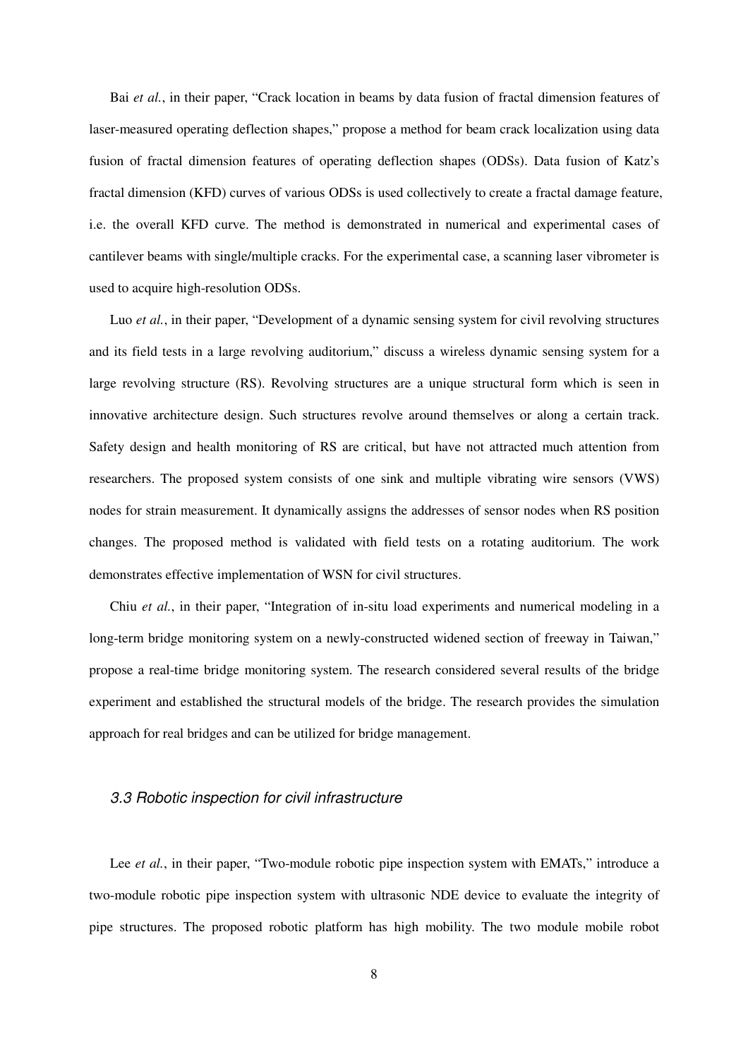Bai *et al.*, in their paper, "Crack location in beams by data fusion of fractal dimension features of laser-measured operating deflection shapes," propose a method for beam crack localization using data fusion of fractal dimension features of operating deflection shapes (ODSs). Data fusion of Katz's fractal dimension (KFD) curves of various ODSs is used collectively to create a fractal damage feature, i.e. the overall KFD curve. The method is demonstrated in numerical and experimental cases of cantilever beams with single/multiple cracks. For the experimental case, a scanning laser vibrometer is used to acquire high-resolution ODSs.

Luo *et al.*, in their paper, "Development of a dynamic sensing system for civil revolving structures and its field tests in a large revolving auditorium," discuss a wireless dynamic sensing system for a large revolving structure (RS). Revolving structures are a unique structural form which is seen in innovative architecture design. Such structures revolve around themselves or along a certain track. Safety design and health monitoring of RS are critical, but have not attracted much attention from researchers. The proposed system consists of one sink and multiple vibrating wire sensors (VWS) nodes for strain measurement. It dynamically assigns the addresses of sensor nodes when RS position changes. The proposed method is validated with field tests on a rotating auditorium. The work demonstrates effective implementation of WSN for civil structures.

Chiu *et al.*, in their paper, "Integration of in-situ load experiments and numerical modeling in a long-term bridge monitoring system on a newly-constructed widened section of freeway in Taiwan," propose a real-time bridge monitoring system. The research considered several results of the bridge experiment and established the structural models of the bridge. The research provides the simulation approach for real bridges and can be utilized for bridge management.

### *3.3 Robotic inspection for civil infrastructure*

Lee *et al.*, in their paper, "Two-module robotic pipe inspection system with EMATs," introduce a two-module robotic pipe inspection system with ultrasonic NDE device to evaluate the integrity of pipe structures. The proposed robotic platform has high mobility. The two module mobile robot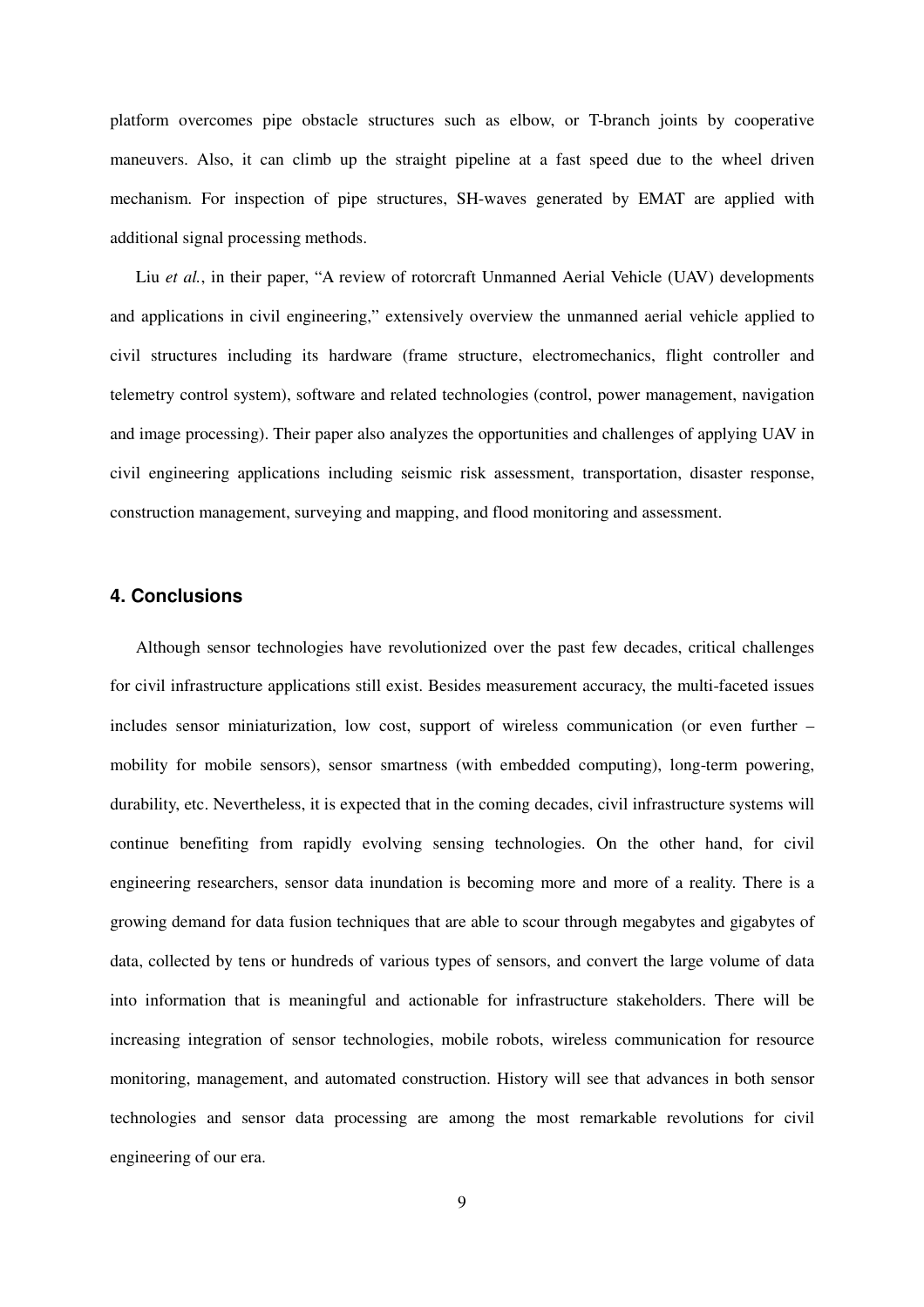platform overcomes pipe obstacle structures such as elbow, or T-branch joints by cooperative maneuvers. Also, it can climb up the straight pipeline at a fast speed due to the wheel driven mechanism. For inspection of pipe structures, SH-waves generated by EMAT are applied with additional signal processing methods.

Liu *et al.*, in their paper, "A review of rotorcraft Unmanned Aerial Vehicle (UAV) developments and applications in civil engineering," extensively overview the unmanned aerial vehicle applied to civil structures including its hardware (frame structure, electromechanics, flight controller and telemetry control system), software and related technologies (control, power management, navigation and image processing). Their paper also analyzes the opportunities and challenges of applying UAV in civil engineering applications including seismic risk assessment, transportation, disaster response, construction management, surveying and mapping, and flood monitoring and assessment.

## 4. Conclusions

Although sensor technologies have revolutionized over the past few decades, critical challenges for civil infrastructure applications still exist. Besides measurement accuracy, the multi-faceted issues includes sensor miniaturization, low cost, support of wireless communication (or even further – mobility for mobile sensors), sensor smartness (with embedded computing), long-term powering, durability, etc. Nevertheless, it is expected that in the coming decades, civil infrastructure systems will continue benefiting from rapidly evolving sensing technologies. On the other hand, for civil engineering researchers, sensor data inundation is becoming more and more of a reality. There is a growing demand for data fusion techniques that are able to scour through megabytes and gigabytes of data, collected by tens or hundreds of various types of sensors, and convert the large volume of data into information that is meaningful and actionable for infrastructure stakeholders. There will be increasing integration of sensor technologies, mobile robots, wireless communication for resource monitoring, management, and automated construction. History will see that advances in both sensor technologies and sensor data processing are among the most remarkable revolutions for civil engineering of our era.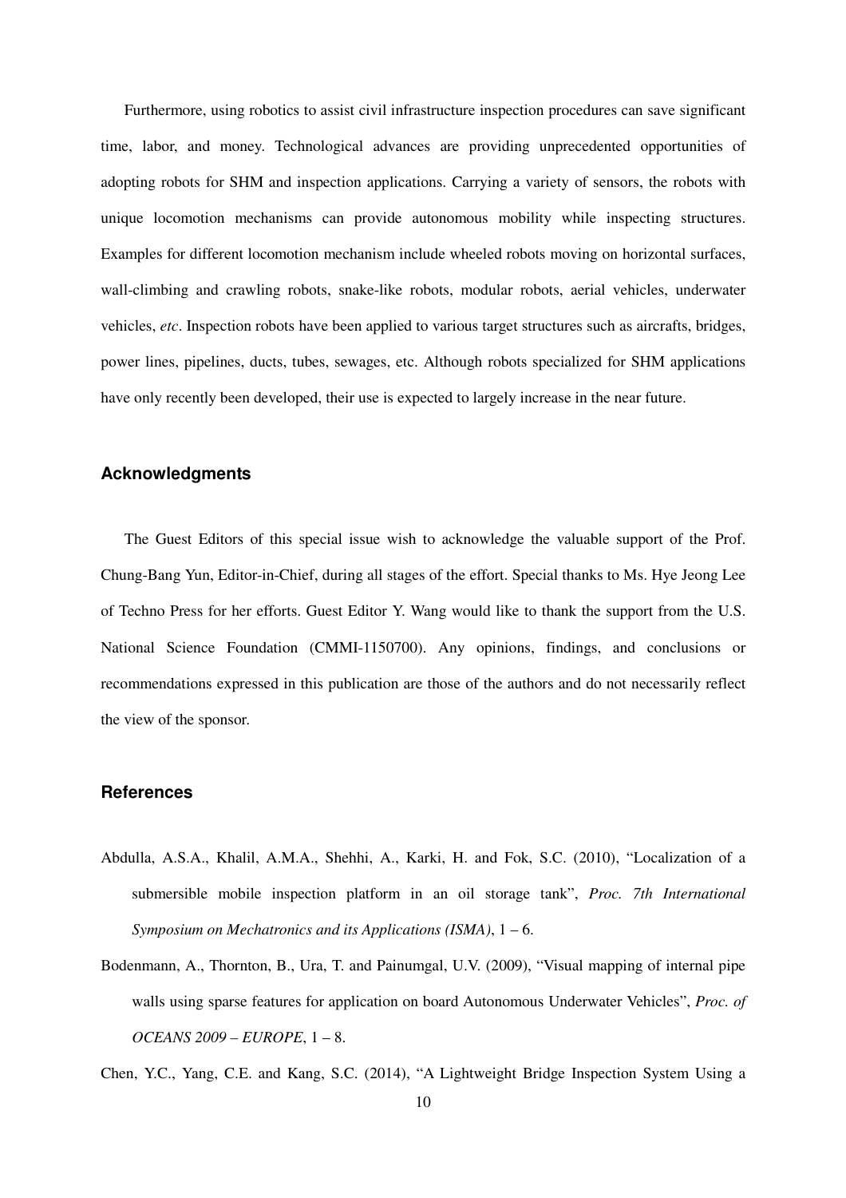Furthermore, using robotics to assist civil infrastructure inspection procedures can save significant time, labor, and money. Technological advances are providing unprecedented opportunities of adopting robots for SHM and inspection applications. Carrying a variety of sensors, the robots with unique locomotion mechanisms can provide autonomous mobility while inspecting structures. Examples for different locomotion mechanism include wheeled robots moving on horizontal surfaces, wall-climbing and crawling robots, snake-like robots, modular robots, aerial vehicles, underwater vehicles, *etc*. Inspection robots have been applied to various target structures such as aircrafts, bridges, power lines, pipelines, ducts, tubes, sewages, etc. Although robots specialized for SHM applications have only recently been developed, their use is expected to largely increase in the near future.

## Acknowledgments

The Guest Editors of this special issue wish to acknowledge the valuable support of the Prof. Chung-Bang Yun, Editor-in-Chief, during all stages of the effort. Special thanks to Ms. Hye Jeong Lee of Techno Press for her efforts. Guest Editor Y. Wang would like to thank the support from the U.S. National Science Foundation (CMMI-1150700). Any opinions, findings, and conclusions or recommendations expressed in this publication are those of the authors and do not necessarily reflect the view of the sponsor.

## References

Abdulla, A.S.A., Khalil, A.M.A., Shehhi, A., Karki, H. and Fok, S.C. (2010), "Localization of a submersible mobile inspection platform in an oil storage tank", *Proc. 7th International Symposium on Mechatronics and its Applications (ISMA)*, 1 – 6.

Bodenmann, A., Thornton, B., Ura, T. and Painumgal, U.V. (2009), "Visual mapping of internal pipe walls using sparse features for application on board Autonomous Underwater Vehicles", *Proc. of OCEANS 2009 – EUROPE*, 1 – 8.

Chen, Y.C., Yang, C.E. and Kang, S.C. (2014), "A Lightweight Bridge Inspection System Using a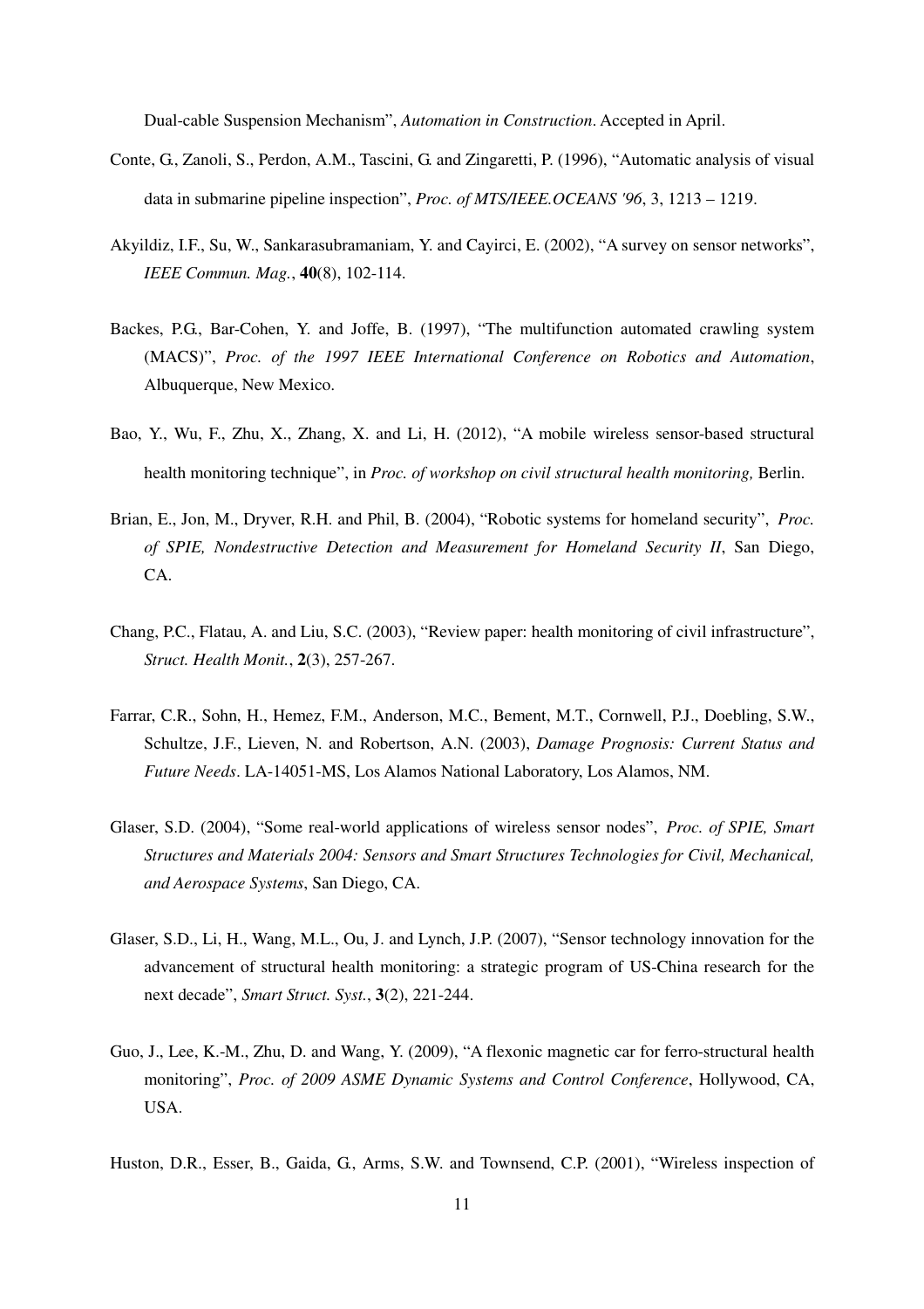Dual-cable Suspension Mechanism", *Automation in Construction*. Accepted in April.

Conte, G., Zanoli, S., Perdon, A.M., Tascini, G. and Zingaretti, P. (1996), "Automatic analysis of visual data in submarine pipeline inspection", *Proc. of MTS/IEEE.OCEANS '96*, 3, 1213 – 1219.

Akyildiz, I.F., Su, W., Sankarasubramaniam, Y. and Cayirci, E. (2002), "A survey on sensor networks", *IEEE Commun. Mag.*, **40**(8), 102-114.

Backes, P.G., Bar-Cohen, Y. and Joffe, B. (1997), "The multifunction automated crawling system (MACS)", *Proc. of the 1997 IEEE International Conference on Robotics and Automation*, Albuquerque, New Mexico.

Bao, Y., Wu, F., Zhu, X., Zhang, X. and Li, H. (2012), "A mobile wireless sensor-based structural health monitoring technique", in *Proc. of workshop on civil structural health monitoring,* Berlin.

Brian, E., Jon, M., Dryver, R.H. and Phil, B. (2004), "Robotic systems for homeland security", *Proc. of SPIE, Nondestructive Detection and Measurement for Homeland Security II*, San Diego, CA.

Chang, P.C., Flatau, A. and Liu, S.C. (2003), "Review paper: health monitoring of civil infrastructure", *Struct. Health Monit.*, **2**(3), 257-267.

Farrar, C.R., Sohn, H., Hemez, F.M., Anderson, M.C., Bement, M.T., Cornwell, P.J., Doebling, S.W., Schultze, J.F., Lieven, N. and Robertson, A.N. (2003), *Damage Prognosis: Current Status and Future Needs*. LA-14051-MS, Los Alamos National Laboratory, Los Alamos, NM.

Glaser, S.D. (2004), "Some real-world applications of wireless sensor nodes", *Proc. of SPIE, Smart Structures and Materials 2004: Sensors and Smart Structures Technologies for Civil, Mechanical, and Aerospace Systems*, San Diego, CA.

Glaser, S.D., Li, H., Wang, M.L., Ou, J. and Lynch, J.P. (2007), "Sensor technology innovation for the advancement of structural health monitoring: a strategic program of US-China research for the next decade", *Smart Struct. Syst.*, **3**(2), 221-244.

Guo, J., Lee, K.-M., Zhu, D. and Wang, Y. (2009), "A flexonic magnetic car for ferro-structural health monitoring", *Proc. of 2009 ASME Dynamic Systems and Control Conference*, Hollywood, CA, USA.

Huston, D.R., Esser, B., Gaida, G., Arms, S.W. and Townsend, C.P. (2001), "Wireless inspection of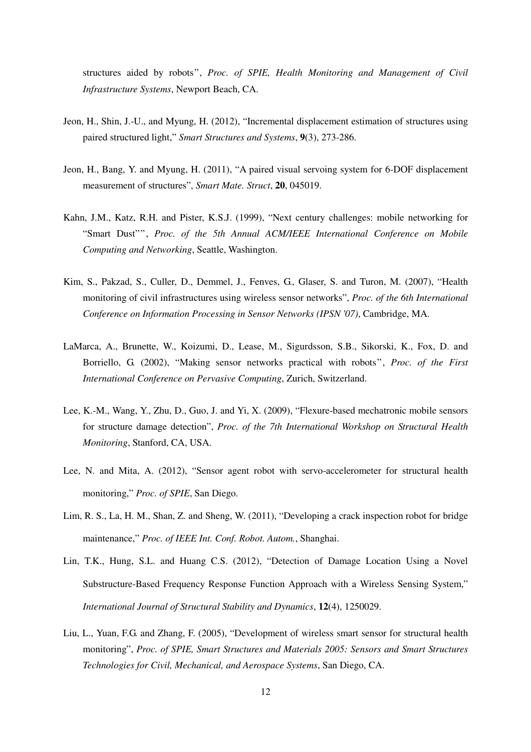structures aided by robots", *Proc. of SPIE, Health Monitoring and Management of Civil Infrastructure Systems*, Newport Beach, CA.

Jeon, H., Shin, J.-U., and Myung, H. (2012), "Incremental displacement estimation of structures using paired structured light," *Smart Structures and Systems*, **9**(3), 273-286.

Jeon, H., Bang, Y. and Myung, H. (2011), "A paired visual servoing system for 6-DOF displacement measurement of structures", *Smart Mate. Struct*, **20**, 045019.

Kahn, J.M., Katz, R.H. and Pister, K.S.J. (1999), "Next century challenges: mobile networking for "Smart Dust"", *Proc. of the 5th Annual ACM/IEEE International Conference on Mobile Computing and Networking*, Seattle, Washington.

Kim, S., Pakzad, S., Culler, D., Demmel, J., Fenves, G., Glaser, S. and Turon, M. (2007), "Health monitoring of civil infrastructures using wireless sensor networks", *Proc. of the 6th International Conference on Information Processing in Sensor Networks (IPSN '07)*, Cambridge, MA.

LaMarca, A., Brunette, W., Koizumi, D., Lease, M., Sigurdsson, S.B., Sikorski, K., Fox, D. and Borriello, G. (2002), "Making sensor networks practical with robots", *Proc. of the First International Conference on Pervasive Computing*, Zurich, Switzerland.

Lee, K.-M., Wang, Y., Zhu, D., Guo, J. and Yi, X. (2009), "Flexure-based mechatronic mobile sensors for structure damage detection", *Proc. of the 7th International Workshop on Structural Health Monitoring*, Stanford, CA, USA.

Lee, N. and Mita, A. (2012), "Sensor agent robot with servo-accelerometer for structural health monitoring," *Proc. of SPIE*, San Diego.

Lim, R. S., La, H. M., Shan, Z. and Sheng, W. (2011), "Developing a crack inspection robot for bridge maintenance," *Proc. of IEEE Int. Conf. Robot. Autom.*, Shanghai.

Lin, T.K., Hung, S.L. and Huang C.S. (2012), "Detection of Damage Location Using a Novel Substructure-Based Frequency Response Function Approach with a Wireless Sensing System," *International Journal of Structural Stability and Dynamics*, **12**(4), 1250029.

Liu, L., Yuan, F.G. and Zhang, F. (2005), "Development of wireless smart sensor for structural health monitoring", *Proc. of SPIE, Smart Structures and Materials 2005: Sensors and Smart Structures Technologies for Civil, Mechanical, and Aerospace Systems*, San Diego, CA.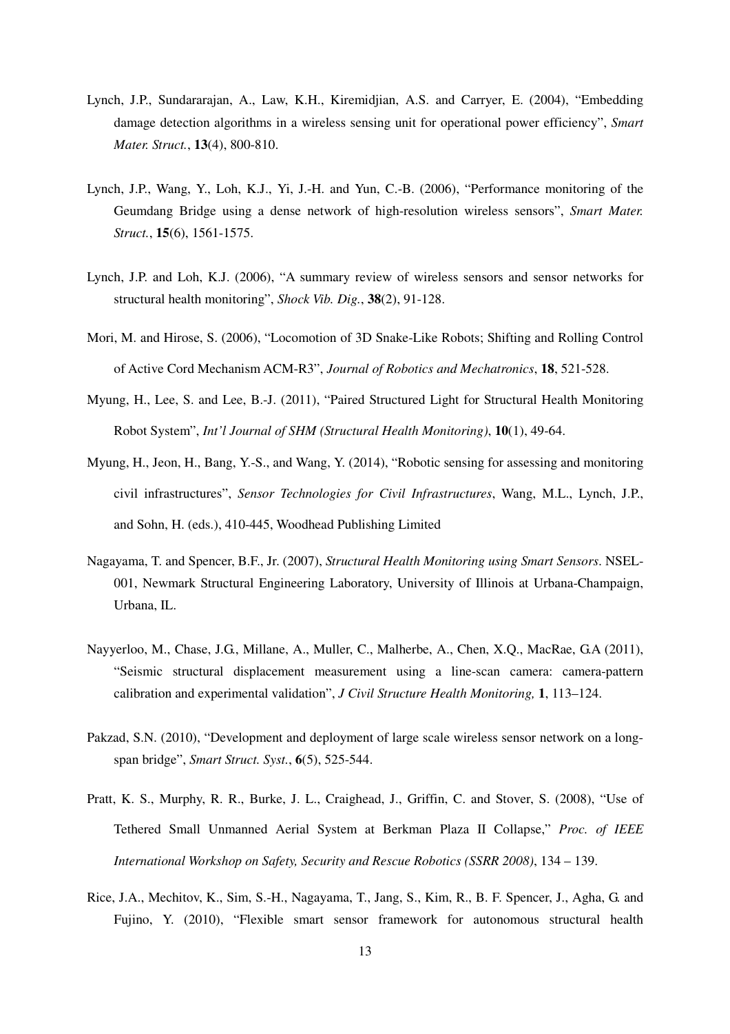Lynch, J.P., Sundararajan, A., Law, K.H., Kiremidjian, A.S. and Carryer, E. (2004), "Embedding damage detection algorithms in a wireless sensing unit for operational power efficiency", *Smart Mater. Struct.*, **13**(4), 800-810.

Lynch, J.P., Wang, Y., Loh, K.J., Yi, J.-H. and Yun, C.-B. (2006), "Performance monitoring of the Geumdang Bridge using a dense network of high-resolution wireless sensors", *Smart Mater. Struct.*, **15**(6), 1561-1575.

Lynch, J.P. and Loh, K.J. (2006), "A summary review of wireless sensors and sensor networks for structural health monitoring", *Shock Vib. Dig.*, **38**(2), 91-128.

Mori, M. and Hirose, S. (2006), "Locomotion of 3D Snake-Like Robots; Shifting and Rolling Control of Active Cord Mechanism ACM-R3", *Journal of Robotics and Mechatronics*, **18**, 521-528.

Myung, H., Lee, S. and Lee, B.-J. (2011), "Paired Structured Light for Structural Health Monitoring Robot System", *Int'l Journal of SHM (Structural Health Monitoring)*, **10**(1), 49-64.

Myung, H., Jeon, H., Bang, Y.-S., and Wang, Y. (2014), "Robotic sensing for assessing and monitoring civil infrastructures", *Sensor Technologies for Civil Infrastructures*, Wang, M.L., Lynch, J.P., and Sohn, H. (eds.), 410-445, Woodhead Publishing Limited

Nagayama, T. and Spencer, B.F., Jr. (2007), *Structural Health Monitoring using Smart Sensors*. NSEL-001, Newmark Structural Engineering Laboratory, University of Illinois at Urbana-Champaign, Urbana, IL.

Nayyerloo, M., Chase, J.G., Millane, A., Muller, C., Malherbe, A., Chen, X.Q., MacRae, G.A (2011), "Seismic structural displacement measurement using a line-scan camera: camera-pattern calibration and experimental validation", *J Civil Structure Health Monitoring,* **1**, 113–124.

Pakzad, S.N. (2010), "Development and deployment of large scale wireless sensor network on a long-span bridge", *Smart Struct. Syst.*, **6**(5), 525-544.

Pratt, K. S., Murphy, R. R., Burke, J. L., Craighead, J., Griffin, C. and Stover, S. (2008), "Use of Tethered Small Unmanned Aerial System at Berkman Plaza II Collapse," *Proc. of IEEE International Workshop on Safety, Security and Rescue Robotics (SSRR 2008)*, 134 – 139.

Rice, J.A., Mechitov, K., Sim, S.-H., Nagayama, T., Jang, S., Kim, R., B. F. Spencer, J., Agha, G. and Fujino, Y. (2010), "Flexible smart sensor framework for autonomous structural health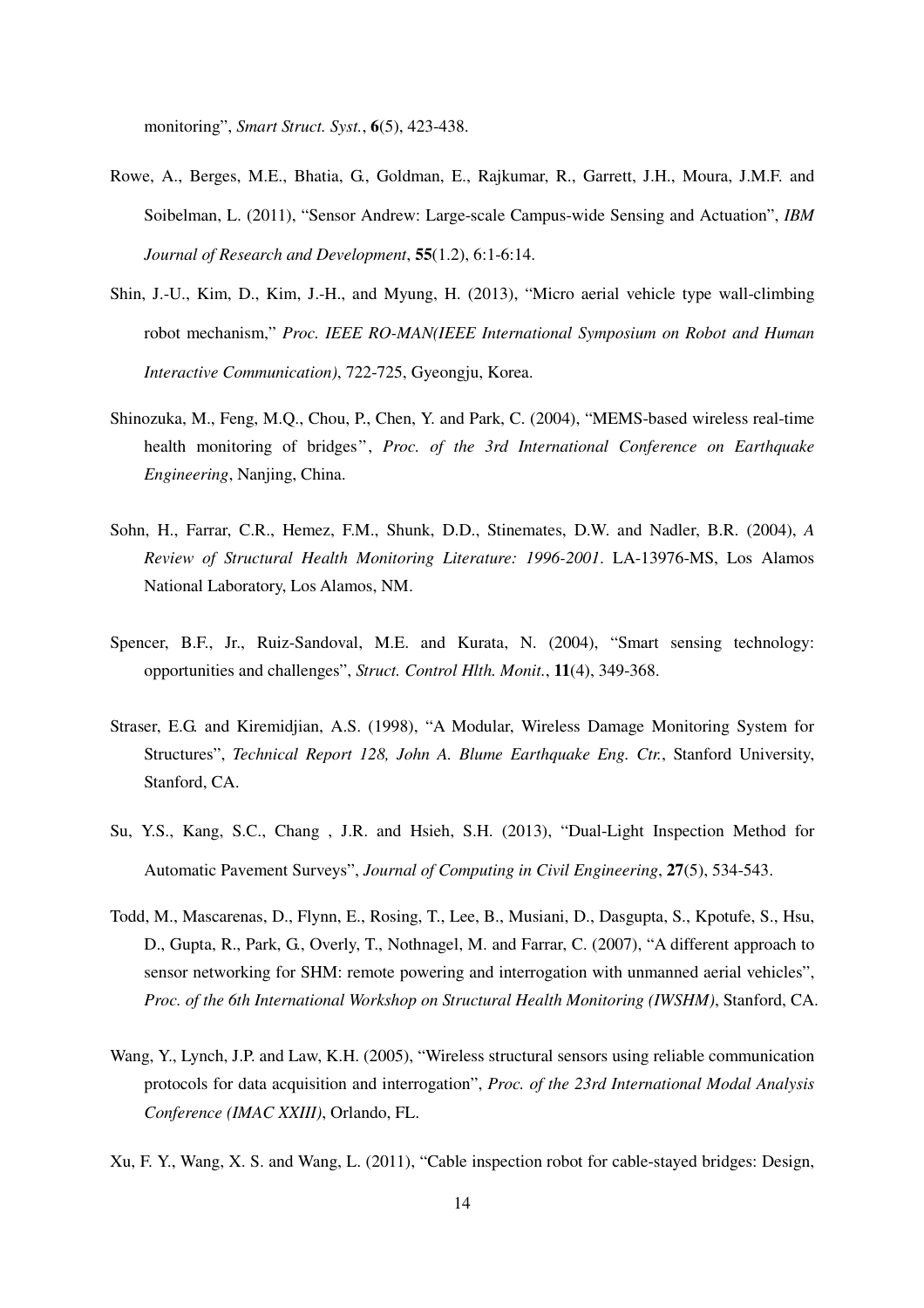monitoring", *Smart Struct. Syst.*, **6**(5), 423-438.

Rowe, A., Berges, M.E., Bhatia, G., Goldman, E., Rajkumar, R., Garrett, J.H., Moura, J.M.F. and Soibelman, L. (2011), "Sensor Andrew: Large-scale Campus-wide Sensing and Actuation", *IBM Journal of Research and Development*, **55**(1.2), 6:1-6:14.

Shin, J.-U., Kim, D., Kim, J.-H., and Myung, H. (2013), "Micro aerial vehicle type wall-climbing robot mechanism," *Proc. IEEE RO-MAN(IEEE International Symposium on Robot and Human Interactive Communication)*, 722-725, Gyeongju, Korea.

Shinozuka, M., Feng, M.Q., Chou, P., Chen, Y. and Park, C. (2004), "MEMS-based wireless real-time health monitoring of bridges", *Proc. of the 3rd International Conference on Earthquake Engineering*, Nanjing, China.

Sohn, H., Farrar, C.R., Hemez, F.M., Shunk, D.D., Stinemates, D.W. and Nadler, B.R. (2004), *A Review of Structural Health Monitoring Literature: 1996-2001*. LA-13976-MS, Los Alamos National Laboratory, Los Alamos, NM.

Spencer, B.F., Jr., Ruiz-Sandoval, M.E. and Kurata, N. (2004), "Smart sensing technology: opportunities and challenges", *Struct. Control Hlth. Monit.*, **11**(4), 349-368.

Straser, E.G. and Kiremidjian, A.S. (1998), "A Modular, Wireless Damage Monitoring System for Structures", *Technical Report 128, John A. Blume Earthquake Eng. Ctr.*, Stanford University, Stanford, CA.

Su, Y.S., Kang, S.C., Chang , J.R. and Hsieh, S.H. (2013), "Dual-Light Inspection Method for Automatic Pavement Surveys", *Journal of Computing in Civil Engineering*, **27**(5), 534-543.

Todd, M., Mascarenas, D., Flynn, E., Rosing, T., Lee, B., Musiani, D., Dasgupta, S., Kpotufe, S., Hsu, D., Gupta, R., Park, G., Overly, T., Nothnagel, M. and Farrar, C. (2007), "A different approach to sensor networking for SHM: remote powering and interrogation with unmanned aerial vehicles", *Proc. of the 6th International Workshop on Structural Health Monitoring (IWSHM)*, Stanford, CA.

Wang, Y., Lynch, J.P. and Law, K.H. (2005), "Wireless structural sensors using reliable communication protocols for data acquisition and interrogation", *Proc. of the 23rd International Modal Analysis Conference (IMAC XXIII)*, Orlando, FL.

Xu, F. Y., Wang, X. S. and Wang, L. (2011), "Cable inspection robot for cable-stayed bridges: Design,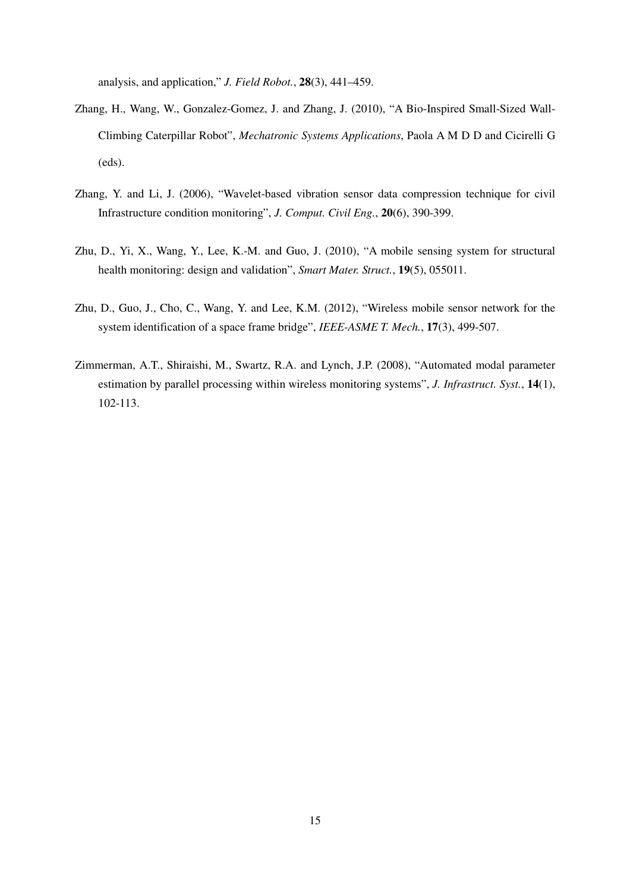analysis, and application," *J. Field Robot.*, **28**(3), 441–459.

Zhang, H., Wang, W., Gonzalez-Gomez, J. and Zhang, J. (2010), "A Bio-Inspired Small-Sized Wall-Climbing Caterpillar Robot", *Mechatronic Systems Applications*, Paola A M D D and Cicirelli G (eds).

Zhang, Y. and Li, J. (2006), "Wavelet-based vibration sensor data compression technique for civil Infrastructure condition monitoring", *J. Comput. Civil Eng.*, **20**(6), 390-399.

Zhu, D., Yi, X., Wang, Y., Lee, K.-M. and Guo, J. (2010), "A mobile sensing system for structural health monitoring: design and validation", *Smart Mater. Struct.*, **19**(5), 055011.

Zhu, D., Guo, J., Cho, C., Wang, Y. and Lee, K.M. (2012), "Wireless mobile sensor network for the system identification of a space frame bridge", *IEEE-ASME T. Mech.*, **17**(3), 499-507.

Zimmerman, A.T., Shiraishi, M., Swartz, R.A. and Lynch, J.P. (2008), "Automated modal parameter estimation by parallel processing within wireless monitoring systems", *J. Infrastruct. Syst.*, **14**(1), 102-113.